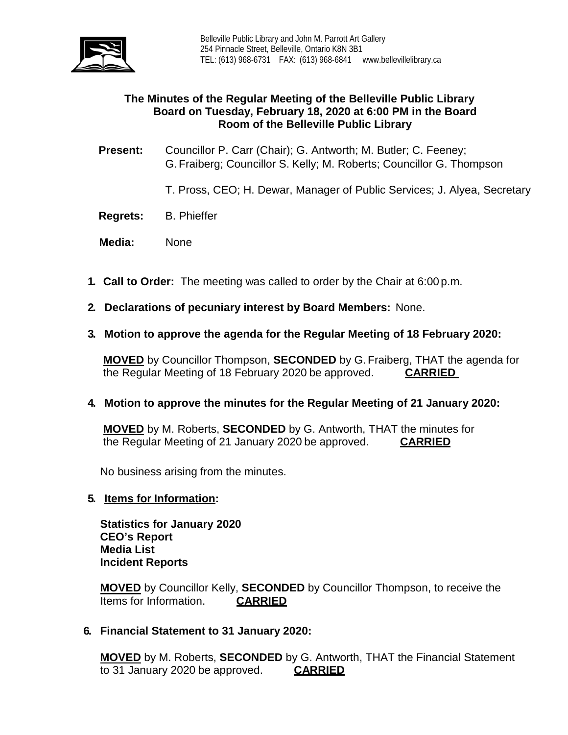Belleville Public Library and John M. Parrott Art Gallery
254 Pinnacle Street, Belleville, Ontario K8N 3B1
TEL: (613) 968-6731 FAX: (613) 968-6841 www.bellevillelibrary.ca

# The Minutes of the Regular Meeting of the Belleville Public Library Board on Tuesday, February 18, 2020 at 6:00 PM in the Board Room of the Belleville Public Library

**Present:** Councillor P. Carr (Chair); G. Antworth; M. Butler; C. Feeney; G. Fraiberg; Councillor S. Kelly; M. Roberts; Councillor G. Thompson

T. Pross, CEO; H. Dewar, Manager of Public Services; J. Alyea, Secretary

**Regrets:** B. Phieffer

**Media:** None

1. **Call to Order:** The meeting was called to order by the Chair at 6:00 p.m.

2. **Declarations of pecuniary interest by Board Members:** None.

3. **Motion to approve the agenda for the Regular Meeting of 18 February 2020:**

   **MOVED** by Councillor Thompson, **SECONDED** by G. Fraiberg, THAT the agenda for the Regular Meeting of 18 February 2020 be approved. **CARRIED**

4. **Motion to approve the minutes for the Regular Meeting of 21 January 2020:**

   **MOVED** by M. Roberts, **SECONDED** by G. Antworth, THAT the minutes for the Regular Meeting of 21 January 2020 be approved. **CARRIED**

   No business arising from the minutes.

5. **Items for Information:**

   **Statistics for January 2020**
   **CEO's Report**
   **Media List**
   **Incident Reports**

   **MOVED** by Councillor Kelly, **SECONDED** by Councillor Thompson, to receive the Items for Information. **CARRIED**

6. **Financial Statement to 31 January 2020:**

   **MOVED** by M. Roberts, **SECONDED** by G. Antworth, THAT the Financial Statement to 31 January 2020 be approved. **CARRIED**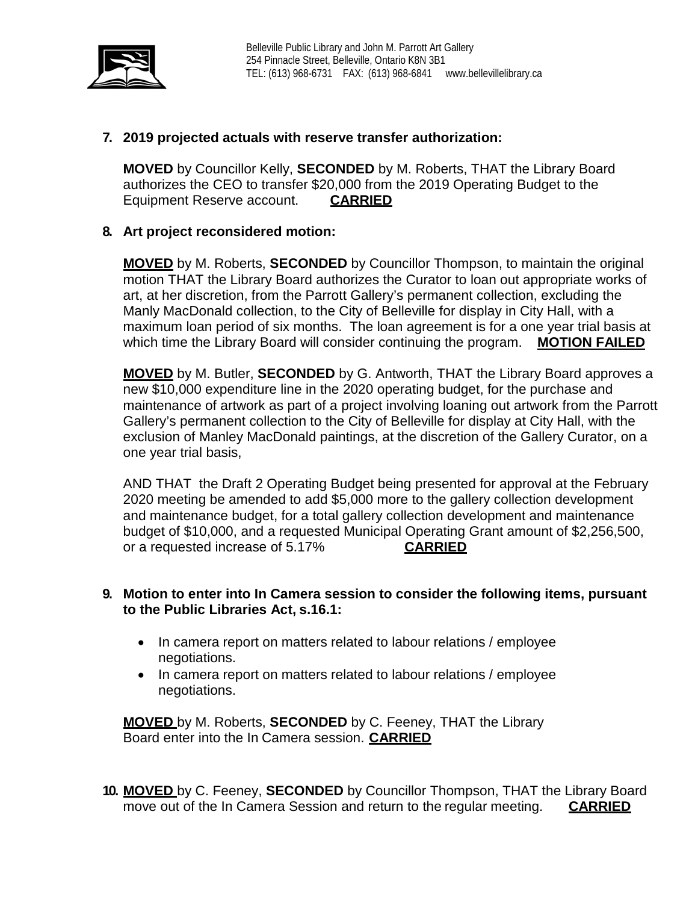**7. 2019 projected actuals with reserve transfer authorization:**

**MOVED** by Councillor Kelly, **SECONDED** by M. Roberts, THAT the Library Board authorizes the CEO to transfer $20,000 from the 2019 Operating Budget to the Equipment Reserve account. **CARRIED**

**8. Art project reconsidered motion:**

**MOVED** by M. Roberts, **SECONDED** by Councillor Thompson, to maintain the original motion THAT the Library Board authorizes the Curator to loan out appropriate works of art, at her discretion, from the Parrott Gallery's permanent collection, excluding the Manly MacDonald collection, to the City of Belleville for display in City Hall, with a maximum loan period of six months. The loan agreement is for a one year trial basis at which time the Library Board will consider continuing the program. **MOTION FAILED**

**MOVED** by M. Butler, **SECONDED** by G. Antworth, THAT the Library Board approves a new $10,000 expenditure line in the 2020 operating budget, for the purchase and maintenance of artwork as part of a project involving loaning out artwork from the Parrott Gallery's permanent collection to the City of Belleville for display at City Hall, with the exclusion of Manley MacDonald paintings, at the discretion of the Gallery Curator, on a one year trial basis,

AND THAT the Draft 2 Operating Budget being presented for approval at the February 2020 meeting be amended to add $5,000 more to the gallery collection development and maintenance budget, for a total gallery collection development and maintenance budget of $10,000, and a requested Municipal Operating Grant amount of $2,256,500, or a requested increase of 5.17% **CARRIED**

**9. Motion to enter into In Camera session to consider the following items, pursuant to the Public Libraries Act, s.16.1:**

- In camera report on matters related to labour relations / employee negotiations.
- In camera report on matters related to labour relations / employee negotiations.

**MOVED** by M. Roberts, **SECONDED** by C. Feeney, THAT the Library Board enter into the In Camera session. **CARRIED**

**10. MOVED** by C. Feeney, **SECONDED** by Councillor Thompson, THAT the Library Board move out of the In Camera Session and return to the regular meeting. **CARRIED**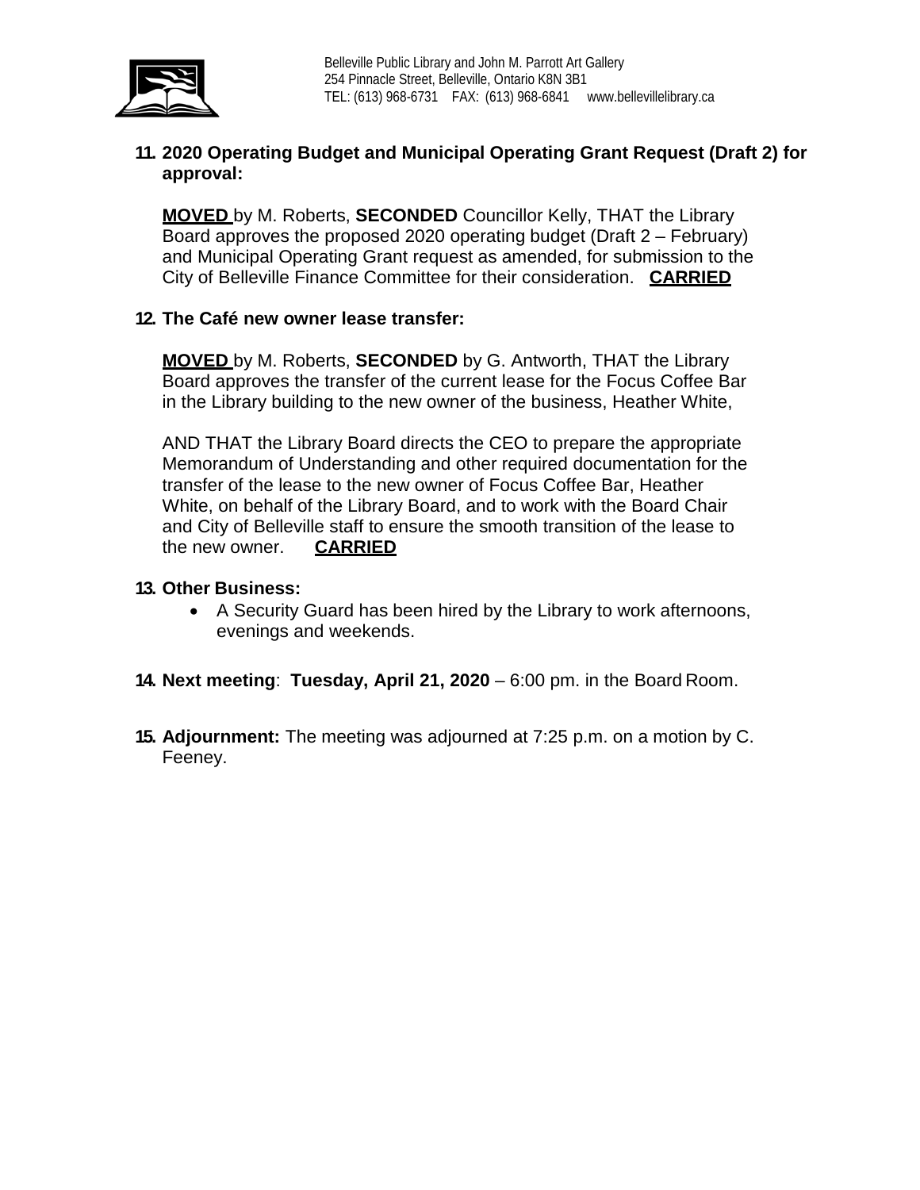**11. 2020 Operating Budget and Municipal Operating Grant Request (Draft 2) for approval:**

**MOVED** by M. Roberts, **SECONDED** Councillor Kelly, THAT the Library Board approves the proposed 2020 operating budget (Draft 2 – February) and Municipal Operating Grant request as amended, for submission to the City of Belleville Finance Committee for their consideration. **CARRIED**

**12. The Café new owner lease transfer:**

**MOVED** by M. Roberts, **SECONDED** by G. Antworth, THAT the Library Board approves the transfer of the current lease for the Focus Coffee Bar in the Library building to the new owner of the business, Heather White,

AND THAT the Library Board directs the CEO to prepare the appropriate Memorandum of Understanding and other required documentation for the transfer of the lease to the new owner of Focus Coffee Bar, Heather White, on behalf of the Library Board, and to work with the Board Chair and City of Belleville staff to ensure the smooth transition of the lease to the new owner. **CARRIED**

**13. Other Business:**

- A Security Guard has been hired by the Library to work afternoons, evenings and weekends.

**14. Next meeting**: **Tuesday, April 21, 2020** – 6:00 pm. in the Board Room.

**15. Adjournment:** The meeting was adjourned at 7:25 p.m. on a motion by C. Feeney.